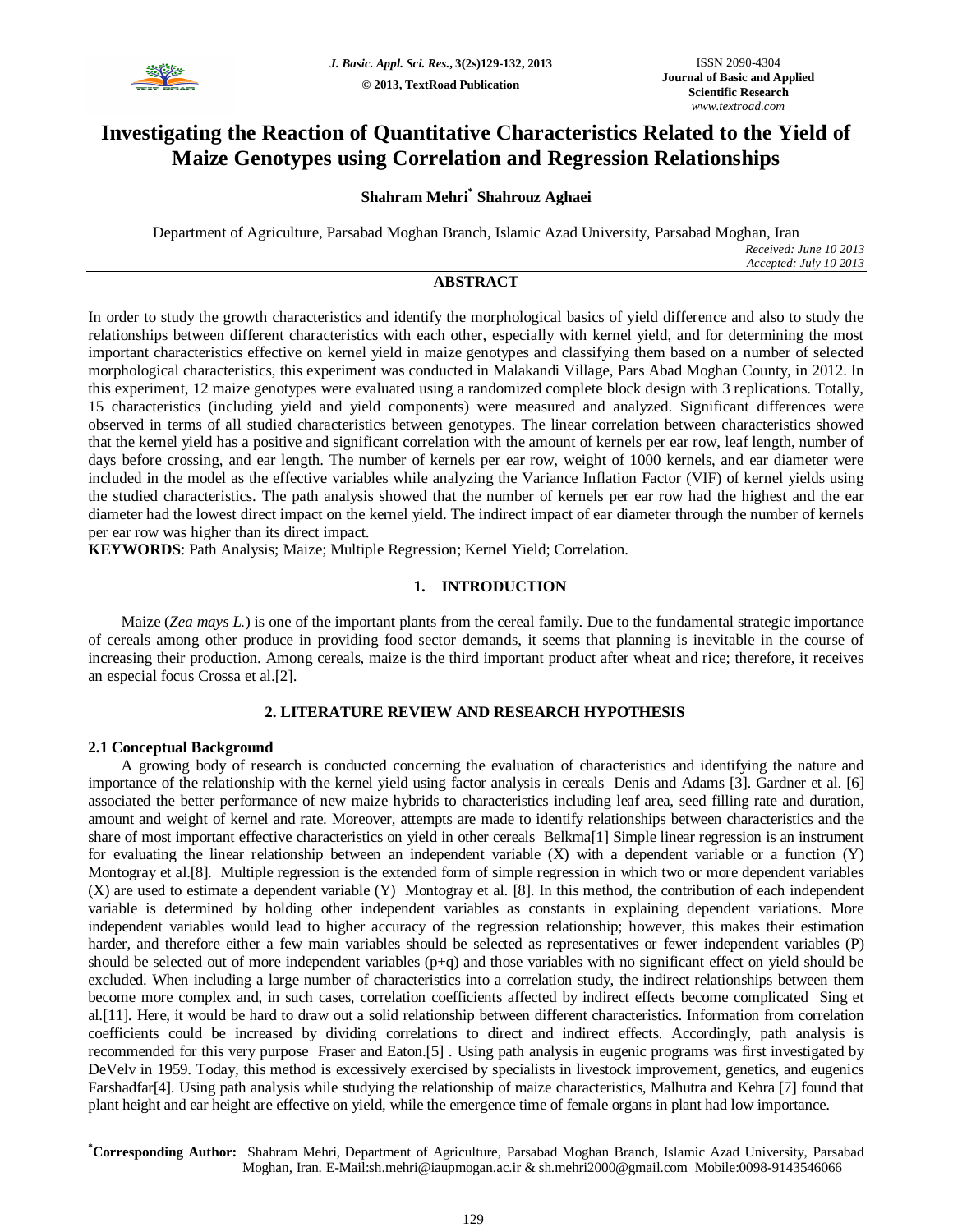# Investigating the Reaction of Quantitative Characteristics Related to the Yield of Maize Genotypes using Correlation and Regression Relationships

**Shahram Mehri[*] Shahrouz Aghaei**

Department of Agriculture, Parsabad Moghan Branch, Islamic Azad University, Parsabad Moghan, Iran

*Received: June 10 2013*
*Accepted: July 10 2013*

## ABSTRACT

In order to study the growth characteristics and identify the morphological basics of yield difference and also to study the relationships between different characteristics with each other, especially with kernel yield, and for determining the most important characteristics effective on kernel yield in maize genotypes and classifying them based on a number of selected morphological characteristics, this experiment was conducted in Malakandi Village, Pars Abad Moghan County, in 2012. In this experiment, 12 maize genotypes were evaluated using a randomized complete block design with 3 replications. Totally, 15 characteristics (including yield and yield components) were measured and analyzed. Significant differences were observed in terms of all studied characteristics between genotypes. The linear correlation between characteristics showed that the kernel yield has a positive and significant correlation with the amount of kernels per ear row, leaf length, number of days before crossing, and ear length. The number of kernels per ear row, weight of 1000 kernels, and ear diameter were included in the model as the effective variables while analyzing the Variance Inflation Factor (VIF) of kernel yields using the studied characteristics. The path analysis showed that the number of kernels per ear row had the highest and the ear diameter had the lowest direct impact on the kernel yield. The indirect impact of ear diameter through the number of kernels per ear row was higher than its direct impact.

**KEYWORDS**: Path Analysis; Maize; Multiple Regression; Kernel Yield; Correlation.

## 1. INTRODUCTION

Maize (*Zea mays L.*) is one of the important plants from the cereal family. Due to the fundamental strategic importance of cereals among other produce in providing food sector demands, it seems that planning is inevitable in the course of increasing their production. Among cereals, maize is the third important product after wheat and rice; therefore, it receives an especial focus Crossa et al.[2].

## 2. LITERATURE REVIEW AND RESEARCH HYPOTHESIS

### 2.1 Conceptual Background

A growing body of research is conducted concerning the evaluation of characteristics and identifying the nature and importance of the relationship with the kernel yield using factor analysis in cereals Denis and Adams [3]. Gardner et al. [6] associated the better performance of new maize hybrids to characteristics including leaf area, seed filling rate and duration, amount and weight of kernel and rate. Moreover, attempts are made to identify relationships between characteristics and the share of most important effective characteristics on yield in other cereals Belkma[1] Simple linear regression is an instrument for evaluating the linear relationship between an independent variable (X) with a dependent variable or a function (Y) Montogray et al.[8]. Multiple regression is the extended form of simple regression in which two or more dependent variables (X) are used to estimate a dependent variable (Y) Montogray et al. [8]. In this method, the contribution of each independent variable is determined by holding other independent variables as constants in explaining dependent variations. More independent variables would lead to higher accuracy of the regression relationship; however, this makes their estimation harder, and therefore either a few main variables should be selected as representatives or fewer independent variables (P) should be selected out of more independent variables (p+q) and those variables with no significant effect on yield should be excluded. When including a large number of characteristics into a correlation study, the indirect relationships between them become more complex and, in such cases, correlation coefficients affected by indirect effects become complicated Sing et al.[11]. Here, it would be hard to draw out a solid relationship between different characteristics. Information from correlation coefficients could be increased by dividing correlations to direct and indirect effects. Accordingly, path analysis is recommended for this very purpose Fraser and Eaton.[5] . Using path analysis in eugenic programs was first investigated by DeVelv in 1959. Today, this method is excessively exercised by specialists in livestock improvement, genetics, and eugenics Farshadfar[4]. Using path analysis while studying the relationship of maize characteristics, Malhutra and Kehra [7] found that plant height and ear height are effective on yield, while the emergence time of female organs in plant had low importance.

---

[*]**Corresponding Author:** Shahram Mehri, Department of Agriculture, Parsabad Moghan Branch, Islamic Azad University, Parsabad Moghan, Iran. E-Mail:sh.mehri@iaupmogan.ac.ir & sh.mehri2000@gmail.com Mobile:0098-9143546066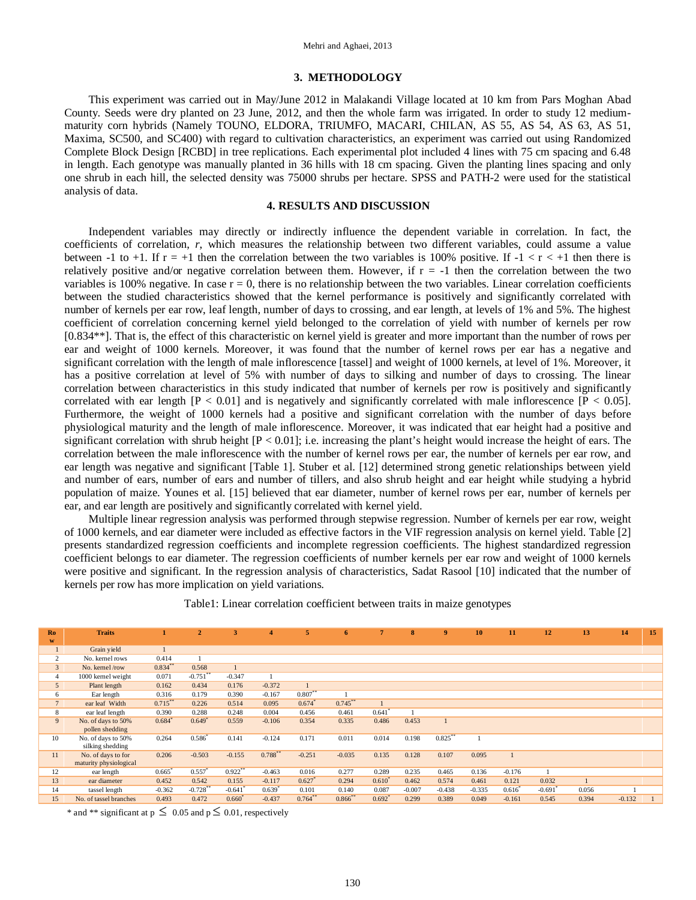## 3. METHODOLOGY

This experiment was carried out in May/June 2012 in Malakandi Village located at 10 km from Pars Moghan Abad County. Seeds were dry planted on 23 June, 2012, and then the whole farm was irrigated. In order to study 12 medium-maturity corn hybrids (Namely TOUNO, ELDORA, TRIUMFO, MACARI, CHILAN, AS 55, AS 54, AS 63, AS 51, Maxima, SC500, and SC400) with regard to cultivation characteristics, an experiment was carried out using Randomized Complete Block Design [RCBD] in tree replications. Each experimental plot included 4 lines with 75 cm spacing and 6.48 in length. Each genotype was manually planted in 36 hills with 18 cm spacing. Given the planting lines spacing and only one shrub in each hill, the selected density was 75000 shrubs per hectare. SPSS and PATH-2 were used for the statistical analysis of data.

## 4. RESULTS AND DISCUSSION

Independent variables may directly or indirectly influence the dependent variable in correlation. In fact, the coefficients of correlation, *r*, which measures the relationship between two different variables, could assume a value between -1 to +1. If $r = +1$ then the correlation between the two variables is 100% positive. If $-1 < r < +1$ then there is relatively positive and/or negative correlation between them. However, if $r = -1$ then the correlation between the two variables is 100% negative. In case $r = 0$, there is no relationship between the two variables. Linear correlation coefficients between the studied characteristics showed that the kernel performance is positively and significantly correlated with number of kernels per ear row, leaf length, number of days to crossing, and ear length, at levels of 1% and 5%. The highest coefficient of correlation concerning kernel yield belonged to the correlation of yield with number of kernels per row [0.834**]. That is, the effect of this characteristic on kernel yield is greater and more important than the number of rows per ear and weight of 1000 kernels. Moreover, it was found that the number of kernel rows per ear has a negative and significant correlation with the length of male inflorescence [tassel] and weight of 1000 kernels, at level of 1%. Moreover, it has a positive correlation at level of 5% with number of days to silking and number of days to crossing. The linear correlation between characteristics in this study indicated that number of kernels per row is positively and significantly correlated with ear length [$P < 0.01$] and is negatively and significantly correlated with male inflorescence [$P < 0.05$]. Furthermore, the weight of 1000 kernels had a positive and significant correlation with the number of days before physiological maturity and the length of male inflorescence. Moreover, it was indicated that ear height had a positive and significant correlation with shrub height [$P < 0.01$]; i.e. increasing the plant's height would increase the height of ears. The correlation between the male inflorescence with the number of kernel rows per ear, the number of kernels per ear row, and ear length was negative and significant [Table 1]. Stuber et al. [12] determined strong genetic relationships between yield and number of ears, number of ears and number of tillers, and also shrub height and ear height while studying a hybrid population of maize. Younes et al. [15] believed that ear diameter, number of kernel rows per ear, number of kernels per ear, and ear length are positively and significantly correlated with kernel yield.

Multiple linear regression analysis was performed through stepwise regression. Number of kernels per ear row, weight of 1000 kernels, and ear diameter were included as effective factors in the VIF regression analysis on kernel yield. Table [2] presents standardized regression coefficients and incomplete regression coefficients. The highest standardized regression coefficient belongs to ear diameter. The regression coefficients of number kernels per ear row and weight of 1000 kernels were positive and significant. In the regression analysis of characteristics, Sadat Rasool [10] indicated that the number of kernels per row has more implication on yield variations.

Table1: Linear correlation coefficient between traits in maize genotypes

| Row | Traits | 1 | 2 | 3 | 4 | 5 | 6 | 7 | 8 | 9 | 10 | 11 | 12 | 13 | 14 | 15 |
|---|---|---|---|---|---|---|---|---|---|---|---|---|---|---|---|---|
| 1 | Grain yield | 1 | | | | | | | | | | | | | | |
| 2 | No. kernel rows | 0.414 | 1 | | | | | | | | | | | | | |
| 3 | No. kernel /row | 0.834** | 0.568 | 1 | | | | | | | | | | | | |
| 4 | 1000 kernel weight | 0.071 | -0.751** | -0.347 | 1 | | | | | | | | | | | |
| 5 | Plant length | 0.162 | 0.434 | 0.176 | -0.372 | 1 | | | | | | | | | | |
| 6 | Ear length | 0.316 | 0.179 | 0.390 | -0.167 | 0.807** | 1 | | | | | | | | | |
| 7 | ear leaf Width | 0.715** | 0.226 | 0.514 | 0.095 | 0.674* | 0.745** | 1 | | | | | | | | |
| 8 | ear leaf length | 0.390 | 0.288 | 0.248 | 0.004 | 0.456 | 0.461 | 0.641* | 1 | | | | | | | |
| 9 | No. of days to 50% pollen shedding | 0.684* | 0.649* | 0.559 | -0.106 | 0.354 | 0.335 | 0.486 | 0.453 | 1 | | | | | | |
| 10 | No. of days to 50% silking shedding | 0.264 | 0.586* | 0.141 | -0.124 | 0.171 | 0.011 | 0.014 | 0.198 | 0.825** | 1 | | | | | |
| 11 | No. of days to for maturity physiological | 0.206 | -0.503 | -0.155 | 0.788** | -0.251 | -0.035 | 0.135 | 0.128 | 0.107 | 0.095 | 1 | | | | |
| 12 | ear length | 0.665* | 0.557* | 0.922** | -0.463 | 0.016 | 0.277 | 0.289 | 0.235 | 0.465 | 0.136 | -0.176 | 1 | | | |
| 13 | ear diameter | 0.452 | 0.542 | 0.155 | -0.117 | 0.627* | 0.294 | 0.610* | 0.462 | 0.574 | 0.461 | 0.121 | 0.032 | 1 | | |
| 14 | tassel length | -0.362 | -0.728** | -0.641* | 0.639* | 0.101 | 0.140 | 0.087 | -0.007 | -0.438 | -0.335 | 0.616* | -0.691* | 0.056 | 1 | |
| 15 | No. of tassel branches | 0.493 | 0.472 | 0.660* | -0.437 | 0.764** | 0.866** | 0.692* | 0.299 | 0.389 | 0.049 | -0.161 | 0.545 | 0.394 | -0.132 | 1 |

\* and ** significant at $p \leq 0.05$ and $p \leq 0.01$, respectively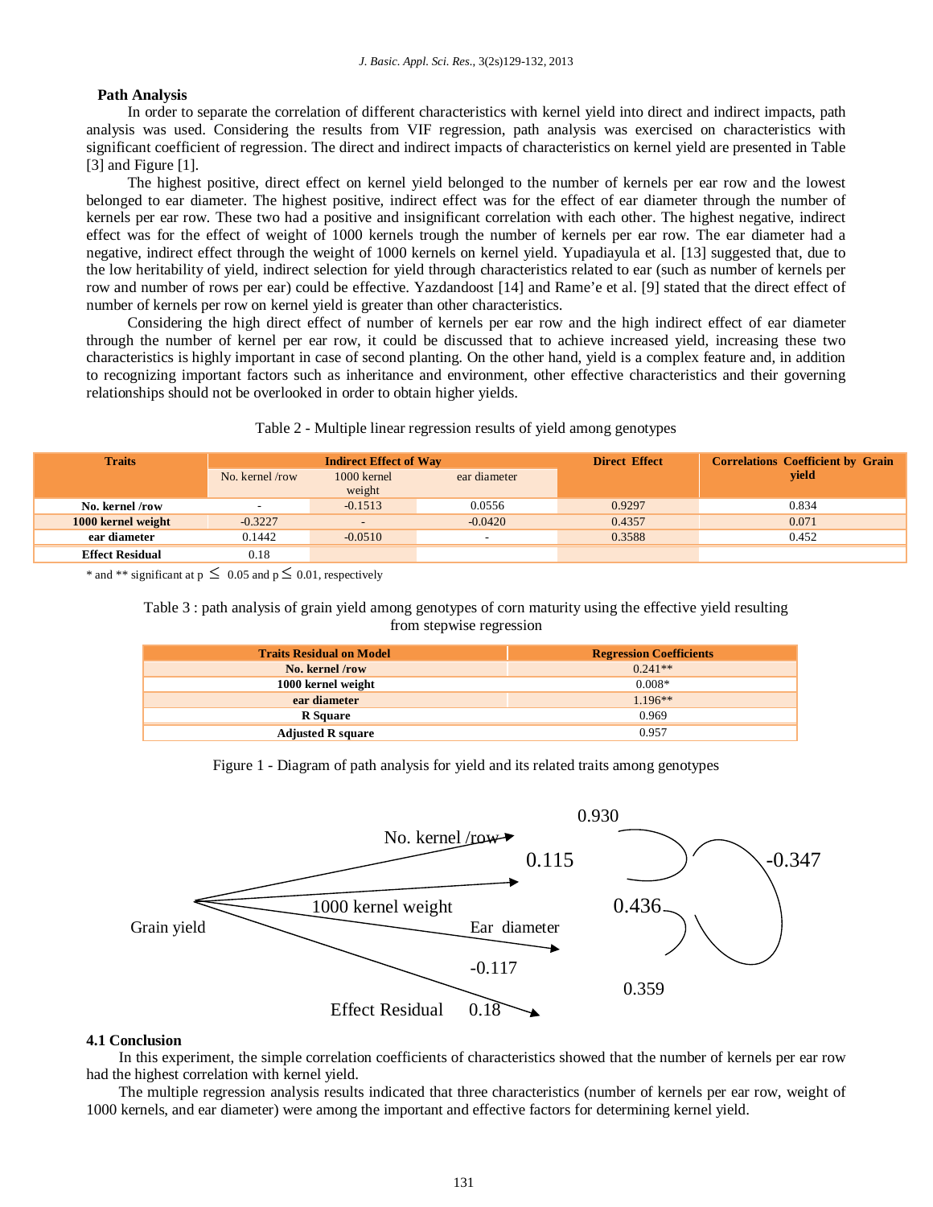## Path Analysis

In order to separate the correlation of different characteristics with kernel yield into direct and indirect impacts, path analysis was used. Considering the results from VIF regression, path analysis was exercised on characteristics with significant coefficient of regression. The direct and indirect impacts of characteristics on kernel yield are presented in Table [3] and Figure [1].

The highest positive, direct effect on kernel yield belonged to the number of kernels per ear row and the lowest belonged to ear diameter. The highest positive, indirect effect was for the effect of ear diameter through the number of kernels per ear row. These two had a positive and insignificant correlation with each other. The highest negative, indirect effect was for the effect of weight of 1000 kernels trough the number of kernels per ear row. The ear diameter had a negative, indirect effect through the weight of 1000 kernels on kernel yield. Yupadiayula et al. [13] suggested that, due to the low heritability of yield, indirect selection for yield through characteristics related to ear (such as number of kernels per row and number of rows per ear) could be effective. Yazdandoost [14] and Rame'e et al. [9] stated that the direct effect of number of kernels per row on kernel yield is greater than other characteristics.

Considering the high direct effect of number of kernels per ear row and the high indirect effect of ear diameter through the number of kernel per ear row, it could be discussed that to achieve increased yield, increasing these two characteristics is highly important in case of second planting. On the other hand, yield is a complex feature and, in addition to recognizing important factors such as inheritance and environment, other effective characteristics and their governing relationships should not be overlooked in order to obtain higher yields.

Table 2 - Multiple linear regression results of yield among genotypes

| Traits | Indirect Effect of Way | | | Direct Effect | Correlations Coefficient by Grain yield |
|---|---|---|---|---|---|
| | No. kernel /row | 1000 kernel weight | ear diameter | | |
| **No. kernel /row** | - | -0.1513 | 0.0556 | 0.9297 | 0.834 |
| **1000 kernel weight** | -0.3227 | - | -0.0420 | 0.4357 | 0.071 |
| **ear diameter** | 0.1442 | -0.0510 | - | 0.3588 | 0.452 |
| **Effect Residual** | 0.18 | | | | |

\* and ** significant at $p \leq 0.05$ and $p \leq 0.01$, respectively

Table 3 : path analysis of grain yield among genotypes of corn maturity using the effective yield resulting from stepwise regression

| Traits Residual on Model | Regression Coefficients |
|---|---|
| **No. kernel /row** | 0.241** |
| **1000 kernel weight** | 0.008* |
| **ear diameter** | 1.196** |
| **R Square** | 0.969 |
| **Adjusted R square** | 0.957 |

Figure 1 - Diagram of path analysis for yield and its related traits among genotypes

Grain yield → No. kernel /row: 0.930; 1000 kernel weight: 0.436; Ear diameter: 0.359; Effect Residual: 0.18; correlations: 0.115, -0.117, -0.347

## 4.1 Conclusion

In this experiment, the simple correlation coefficients of characteristics showed that the number of kernels per ear row had the highest correlation with kernel yield.

The multiple regression analysis results indicated that three characteristics (number of kernels per ear row, weight of 1000 kernels, and ear diameter) were among the important and effective factors for determining kernel yield.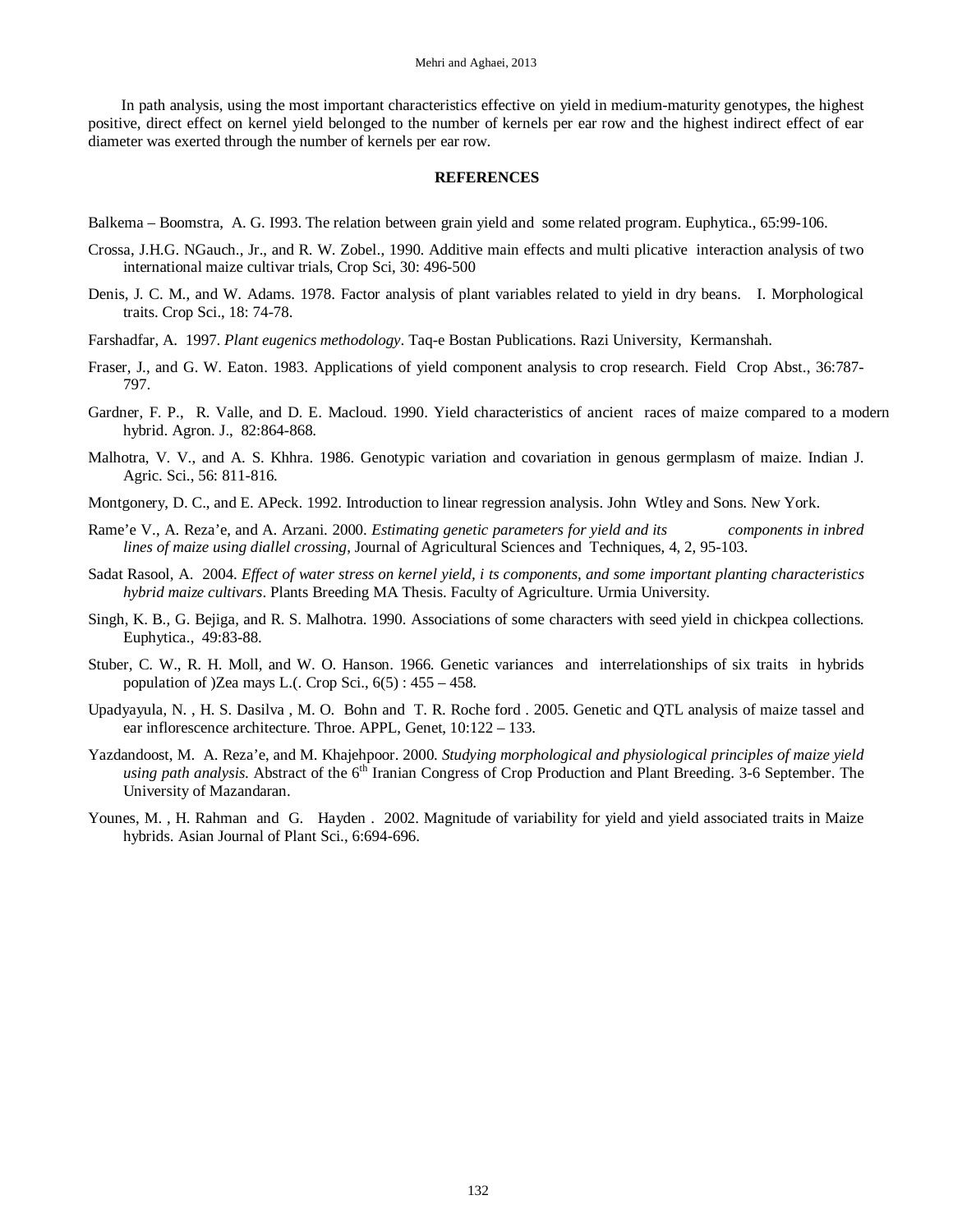In path analysis, using the most important characteristics effective on yield in medium-maturity genotypes, the highest positive, direct effect on kernel yield belonged to the number of kernels per ear row and the highest indirect effect of ear diameter was exerted through the number of kernels per ear row.

## REFERENCES

Balkema – Boomstra, A. G. I993. The relation between grain yield and some related program. Euphytica., 65:99-106.

Crossa, J.H.G. NGauch., Jr., and R. W. Zobel., 1990. Additive main effects and multi plicative interaction analysis of two international maize cultivar trials, Crop Sci, 30: 496-500

Denis, J. C. M., and W. Adams. 1978. Factor analysis of plant variables related to yield in dry beans. I. Morphological traits. Crop Sci., 18: 74-78.

Farshadfar, A. 1997. *Plant eugenics methodology*. Taq-e Bostan Publications. Razi University, Kermanshah.

Fraser, J., and G. W. Eaton. 1983. Applications of yield component analysis to crop research. Field Crop Abst., 36:787-797.

Gardner, F. P., R. Valle, and D. E. Macloud. 1990. Yield characteristics of ancient races of maize compared to a modern hybrid. Agron. J., 82:864-868.

Malhotra, V. V., and A. S. Khhra. 1986. Genotypic variation and covariation in genous germplasm of maize. Indian J. Agric. Sci., 56: 811-816.

Montgonery, D. C., and E. APeck. 1992. Introduction to linear regression analysis. John Wtley and Sons. New York.

Rame'e V., A. Reza'e, and A. Arzani. 2000. *Estimating genetic parameters for yield and its components in inbred lines of maize using diallel crossing*, Journal of Agricultural Sciences and Techniques, 4, 2, 95-103.

Sadat Rasool, A. 2004. *Effect of water stress on kernel yield, i ts components, and some important planting characteristics hybrid maize cultivars*. Plants Breeding MA Thesis. Faculty of Agriculture. Urmia University.

Singh, K. B., G. Bejiga, and R. S. Malhotra. 1990. Associations of some characters with seed yield in chickpea collections. Euphytica., 49:83-88.

Stuber, C. W., R. H. Moll, and W. O. Hanson. 1966. Genetic variances and interrelationships of six traits in hybrids population of )Zea mays L.(. Crop Sci., 6(5) : 455 – 458.

Upadyayula, N. , H. S. Dasilva , M. O. Bohn and T. R. Roche ford . 2005. Genetic and QTL analysis of maize tassel and ear inflorescence architecture. Throe. APPL, Genet, 10:122 – 133.

Yazdandoost, M. A. Reza'e, and M. Khajehpoor. 2000. *Studying morphological and physiological principles of maize yield using path analysis.* Abstract of the 6th Iranian Congress of Crop Production and Plant Breeding. 3-6 September. The University of Mazandaran.

Younes, M. , H. Rahman and G. Hayden . 2002. Magnitude of variability for yield and yield associated traits in Maize hybrids. Asian Journal of Plant Sci., 6:694-696.